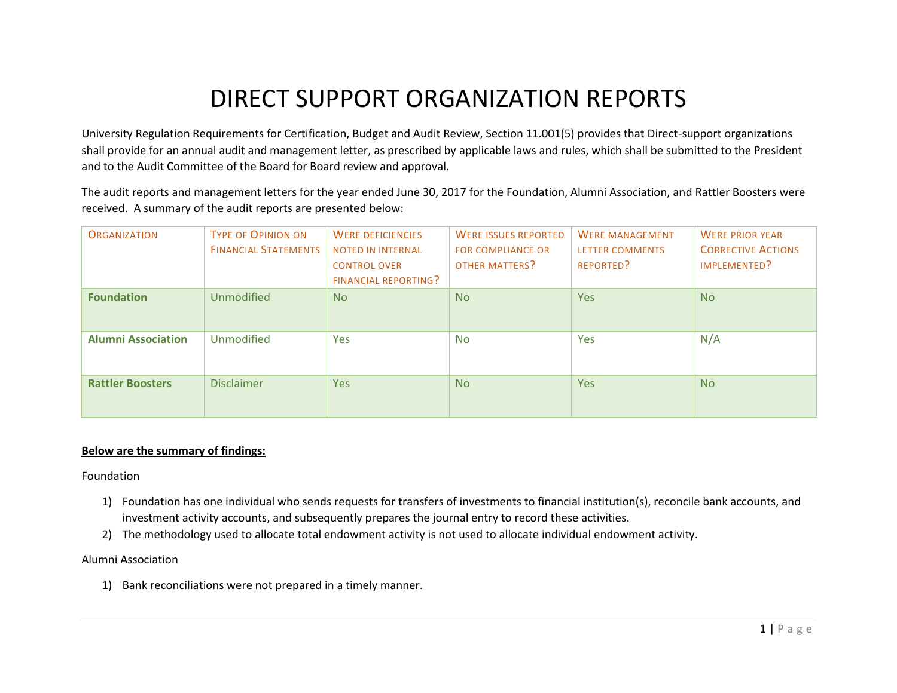# DIRECT SUPPORT ORGANIZATION REPORTS

University Regulation Requirements for Certification, Budget and Audit Review, Section 11.001(5) provides that Direct-support organizations shall provide for an annual audit and management letter, as prescribed by applicable laws and rules, which shall be submitted to the President and to the Audit Committee of the Board for Board review and approval.

The audit reports and management letters for the year ended June 30, 2017 for the Foundation, Alumni Association, and Rattler Boosters were received. A summary of the audit reports are presented below:

| ORGANIZATION | TYPE OF OPINION ON FINANCIAL STATEMENTS | WERE DEFICIENCIES NOTED IN INTERNAL CONTROL OVER FINANCIAL REPORTING? | WERE ISSUES REPORTED FOR COMPLIANCE OR OTHER MATTERS? | WERE MANAGEMENT LETTER COMMENTS REPORTED? | WERE PRIOR YEAR CORRECTIVE ACTIONS IMPLEMENTED? |
|---|---|---|---|---|---|
| **Foundation** | Unmodified | No | No | Yes | No |
| **Alumni Association** | Unmodified | Yes | No | Yes | N/A |
| **Rattler Boosters** | Disclaimer | Yes | No | Yes | No |

**<u>Below are the summary of findings:</u>**

Foundation

1) Foundation has one individual who sends requests for transfers of investments to financial institution(s), reconcile bank accounts, and investment activity accounts, and subsequently prepares the journal entry to record these activities.
2) The methodology used to allocate total endowment activity is not used to allocate individual endowment activity.

Alumni Association

1) Bank reconciliations were not prepared in a timely manner.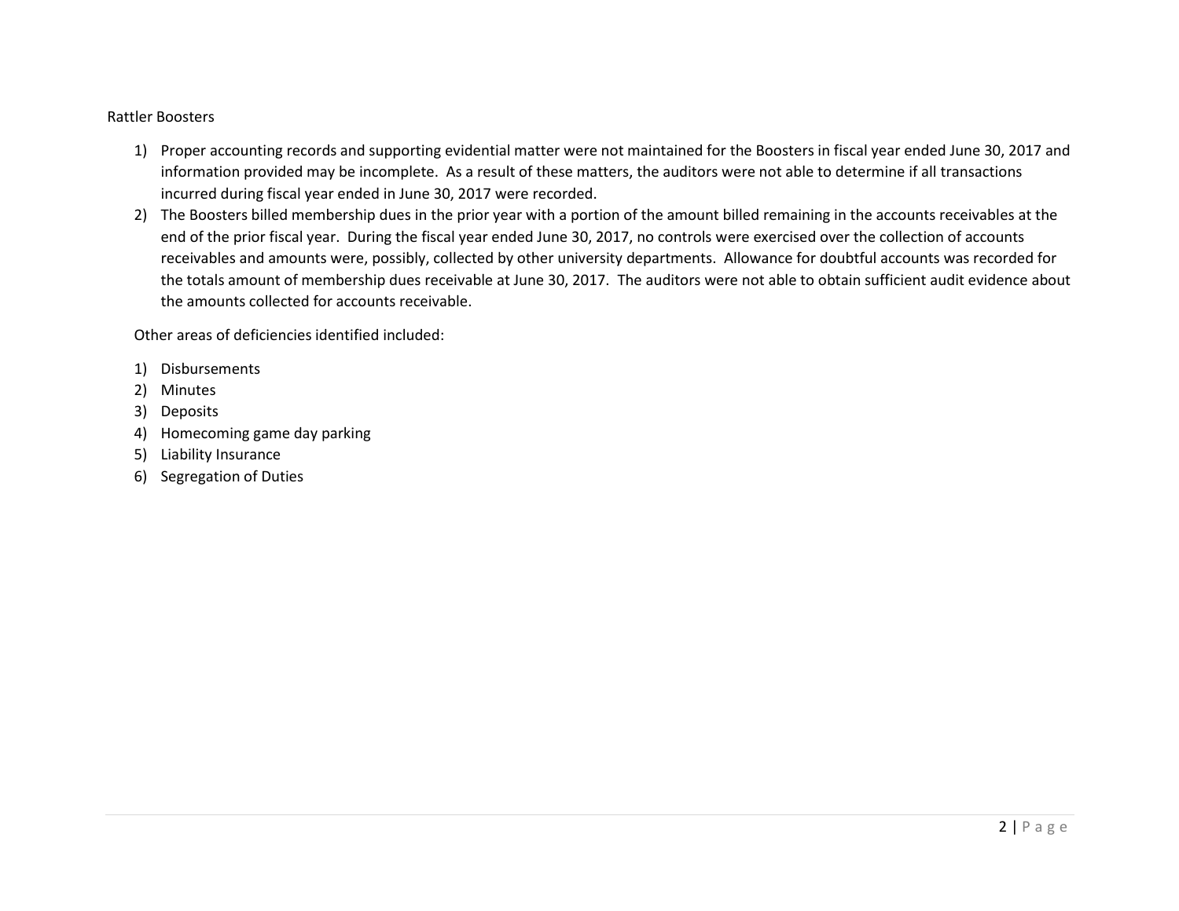Rattler Boosters

1) Proper accounting records and supporting evidential matter were not maintained for the Boosters in fiscal year ended June 30, 2017 and information provided may be incomplete. As a result of these matters, the auditors were not able to determine if all transactions incurred during fiscal year ended in June 30, 2017 were recorded.
2) The Boosters billed membership dues in the prior year with a portion of the amount billed remaining in the accounts receivables at the end of the prior fiscal year. During the fiscal year ended June 30, 2017, no controls were exercised over the collection of accounts receivables and amounts were, possibly, collected by other university departments. Allowance for doubtful accounts was recorded for the totals amount of membership dues receivable at June 30, 2017. The auditors were not able to obtain sufficient audit evidence about the amounts collected for accounts receivable.

Other areas of deficiencies identified included:

1) Disbursements
2) Minutes
3) Deposits
4) Homecoming game day parking
5) Liability Insurance
6) Segregation of Duties